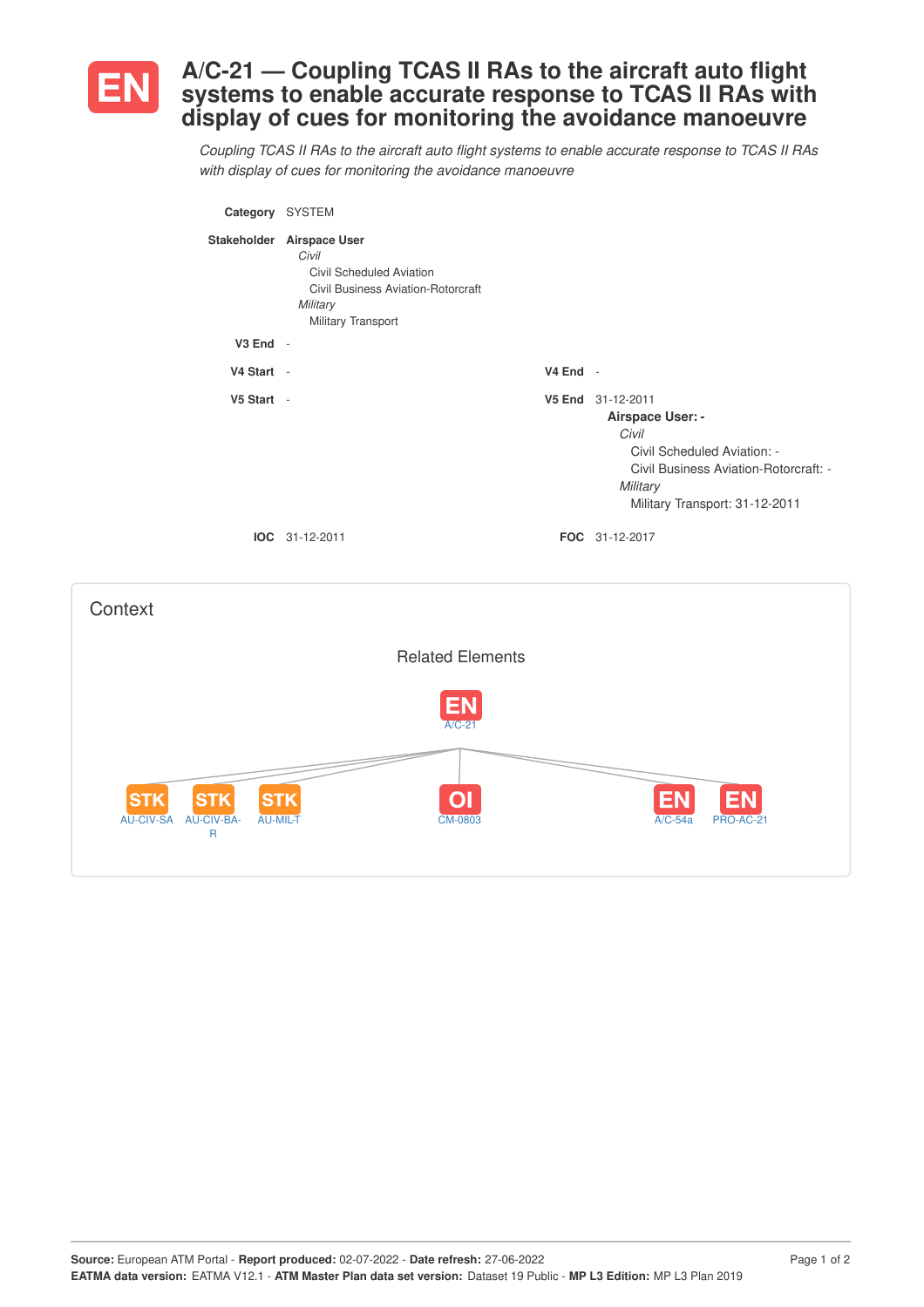# EN A/C-21 — Coupling TCAS II RAs to the aircraft auto flight systems to enable accurate response to TCAS II RAs with display of cues for monitoring the avoidance manoeuvre

*Coupling TCAS II RAs to the aircraft auto flight systems to enable accurate response to TCAS II RAs with display of cues for monitoring the avoidance manoeuvre*

**Category** SYSTEM

**Stakeholder** **Airspace User**
- *Civil*
  - Civil Scheduled Aviation
  - Civil Business Aviation-Rotorcraft
- *Military*
  - Military Transport

**V3 End** -

**V4 Start** -

**V4 End** -

**V5 Start** -

**V5 End** 31-12-2011

**Airspace User: -**
- *Civil*
  - Civil Scheduled Aviation: -
  - Civil Business Aviation-Rotorcraft: -
- *Military*
  - Military Transport: 31-12-2011

**IOC** 31-12-2011

**FOC** 31-12-2017

## Context

### Related Elements

EN A/C-21

- STK AU-CIV-SA
- STK AU-CIV-BA-R
- STK AU-MIL-T
- OI CM-0803
- EN A/C-54a
- EN PRO-AC-21

**Source:** European ATM Portal - **Report produced:** 02-07-2022 - **Date refresh:** 27-06-2022
**EATMA data version:** EATMA V12.1 - **ATM Master Plan data set version:** Dataset 19 Public - **MP L3 Edition:** MP L3 Plan 2019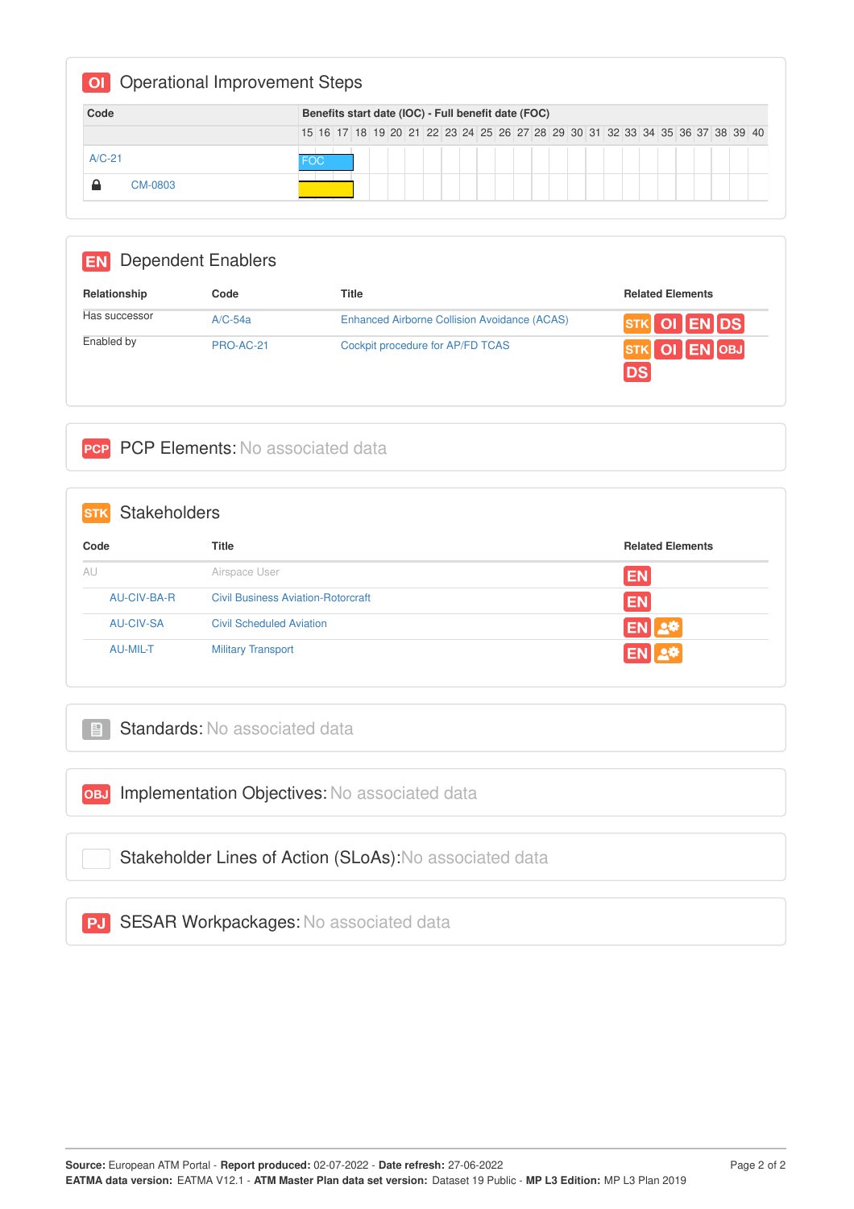## OI Operational Improvement Steps

| Code | Benefits start date (IOC) - Full benefit date (FOC) |
|---|---|
| | 15 16 17 18 19 20 21 22 23 24 25 26 27 28 29 30 31 32 33 34 35 36 37 38 39 40 |
| A/C-21 | FOC |
| CM-0803 | |

## EN Dependent Enablers

| Relationship | Code | Title | Related Elements |
|---|---|---|---|
| Has successor | A/C-54a | Enhanced Airborne Collision Avoidance (ACAS) | STK OI EN DS |
| Enabled by | PRO-AC-21 | Cockpit procedure for AP/FD TCAS | STK OI EN OBJ DS |

## PCP PCP Elements: No associated data

## STK Stakeholders

| Code | Title | Related Elements |
|---|---|---|
| AU | Airspace User | EN |
| AU-CIV-BA-R | Civil Business Aviation-Rotorcraft | EN |
| AU-CIV-SA | Civil Scheduled Aviation | EN |
| AU-MIL-T | Military Transport | EN |

## Standards: No associated data

## OBJ Implementation Objectives: No associated data

## Stakeholder Lines of Action (SLoAs): No associated data

## PJ SESAR Workpackages: No associated data

**Source:** European ATM Portal - **Report produced:** 02-07-2022 - **Date refresh:** 27-06-2022
**EATMA data version:** EATMA V12.1 - **ATM Master Plan data set version:** Dataset 19 Public - **MP L3 Edition:** MP L3 Plan 2019